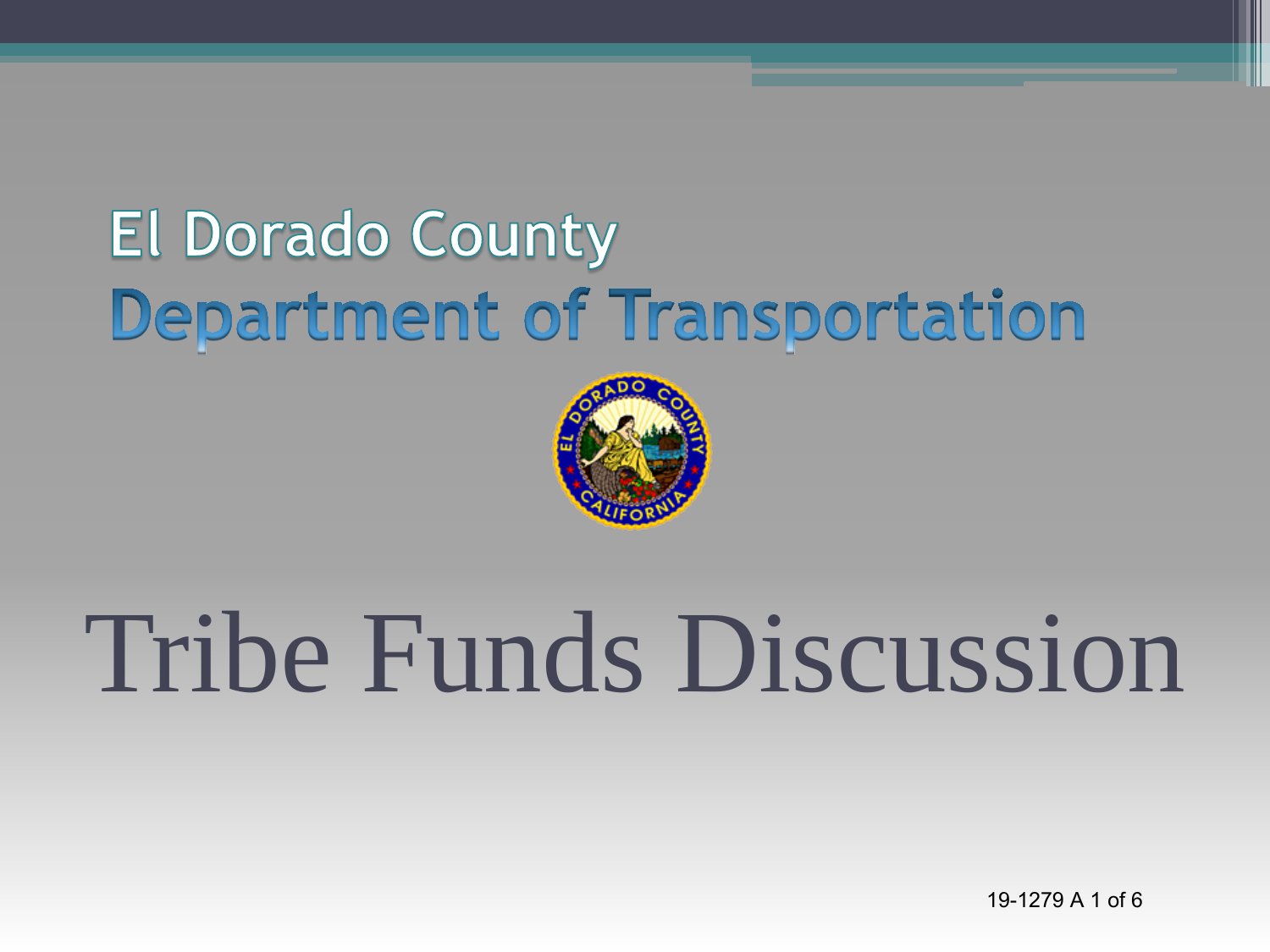# El Dorado County

## Department of Transportation

# Tribe Funds Discussion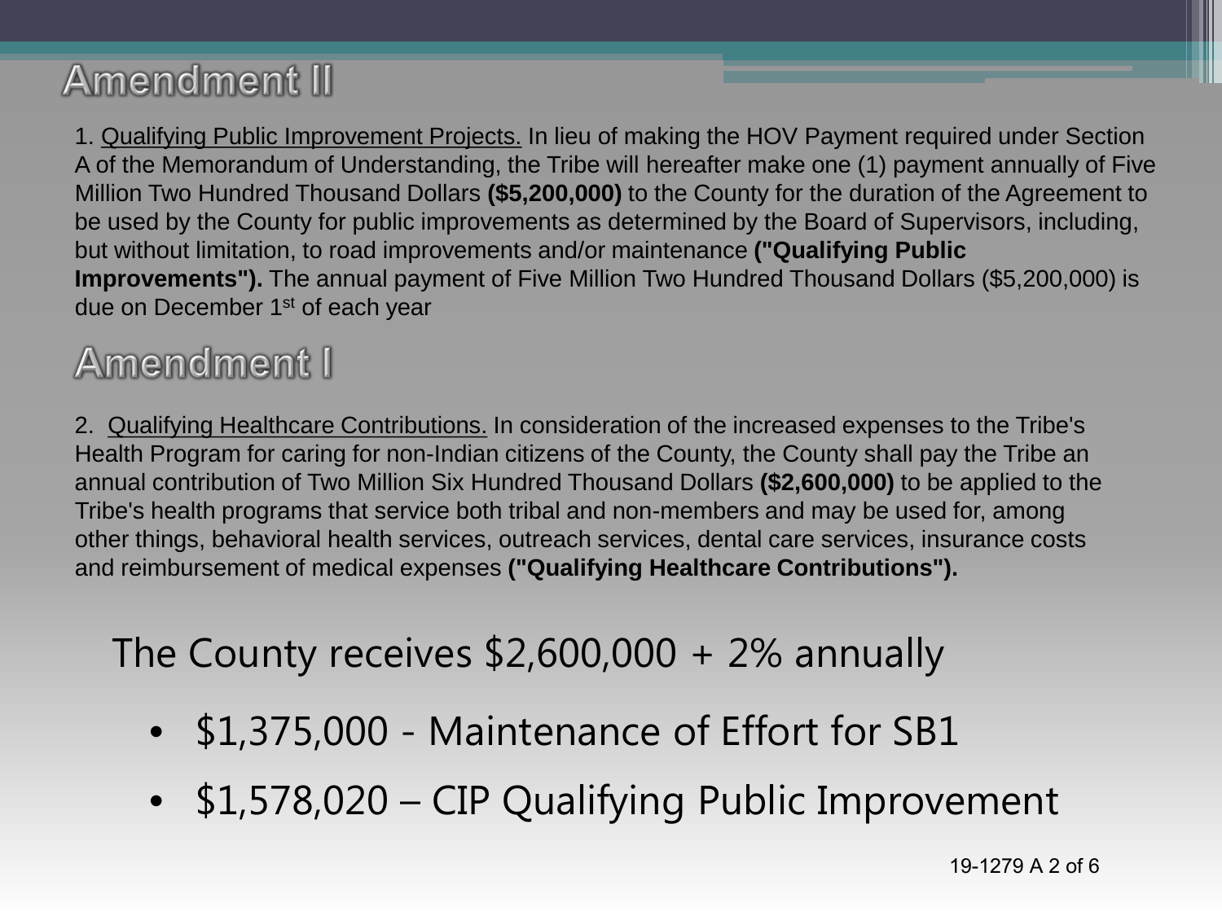# Amendment II

1. Qualifying Public Improvement Projects. In lieu of making the HOV Payment required under Section A of the Memorandum of Understanding, the Tribe will hereafter make one (1) payment annually of Five Million Two Hundred Thousand Dollars **($5,200,000)** to the County for the duration of the Agreement to be used by the County for public improvements as determined by the Board of Supervisors, including, but without limitation, to road improvements and/or maintenance **("Qualifying Public Improvements").** The annual payment of Five Million Two Hundred Thousand Dollars ($5,200,000) is due on December 1st of each year

# Amendment I

2. Qualifying Healthcare Contributions. In consideration of the increased expenses to the Tribe's Health Program for caring for non-Indian citizens of the County, the County shall pay the Tribe an annual contribution of Two Million Six Hundred Thousand Dollars **($2,600,000)** to be applied to the Tribe's health programs that service both tribal and non-members and may be used for, among other things, behavioral health services, outreach services, dental care services, insurance costs and reimbursement of medical expenses **("Qualifying Healthcare Contributions").**

The County receives $2,600,000 + 2% annually

- $1,375,000 - Maintenance of Effort for SB1
- $1,578,020 – CIP Qualifying Public Improvement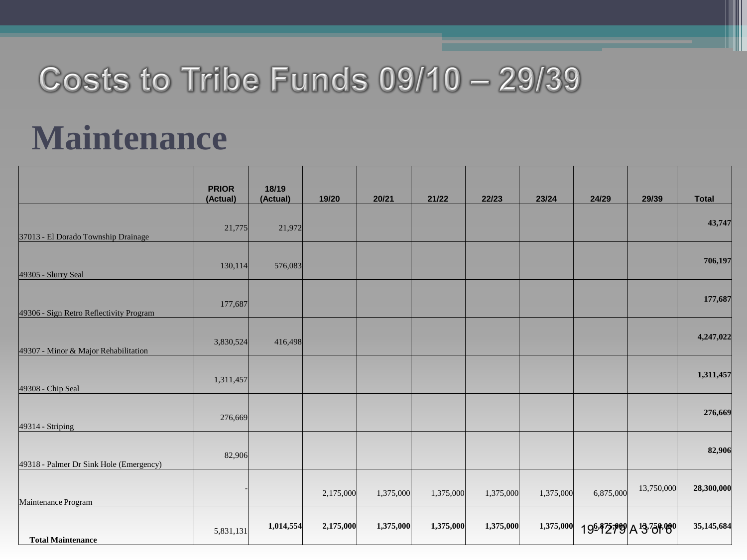# Costs to Tribe Funds 09/10 – 29/39

## Maintenance

| | PRIOR (Actual) | 18/19 (Actual) | 19/20 | 20/21 | 21/22 | 22/23 | 23/24 | 24/29 | 29/39 | Total |
|---|---|---|---|---|---|---|---|---|---|---|
| 37013 - El Dorado Township Drainage | 21,775 | 21,972 | | | | | | | | **43,747** |
| 49305 - Slurry Seal | 130,114 | 576,083 | | | | | | | | **706,197** |
| 49306 - Sign Retro Reflectivity Program | 177,687 | | | | | | | | | **177,687** |
| 49307 - Minor & Major Rehabilitation | 3,830,524 | 416,498 | | | | | | | | **4,247,022** |
| 49308 - Chip Seal | 1,311,457 | | | | | | | | | **1,311,457** |
| 49314 - Striping | 276,669 | | | | | | | | | **276,669** |
| 49318 - Palmer Dr Sink Hole (Emergency) | 82,906 | | | | | | | | | **82,906** |
| Maintenance Program | - | | 2,175,000 | 1,375,000 | 1,375,000 | 1,375,000 | 1,375,000 | 6,875,000 | 13,750,000 | **28,300,000** |
| **Total Maintenance** | 5,831,131 | **1,014,554** | **2,175,000** | **1,375,000** | **1,375,000** | **1,375,000** | **1,375,000** | **6,875,000** | **13,750,000** | **35,145,684** |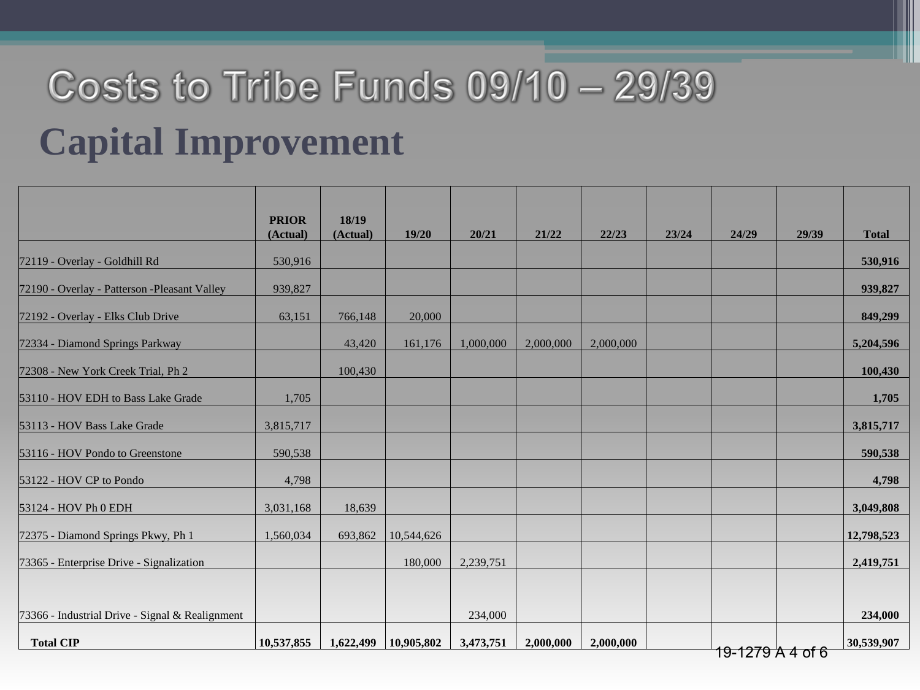# Costs to Tribe Funds 09/10 – 29/39

## Capital Improvement

| | PRIOR (Actual) | 18/19 (Actual) | 19/20 | 20/21 | 21/22 | 22/23 | 23/24 | 24/29 | 29/39 | Total |
|---|---|---|---|---|---|---|---|---|---|---|
| 72119 - Overlay - Goldhill Rd | 530,916 | | | | | | | | | **530,916** |
| 72190 - Overlay - Patterson -Pleasant Valley | 939,827 | | | | | | | | | **939,827** |
| 72192 - Overlay - Elks Club Drive | 63,151 | 766,148 | 20,000 | | | | | | | **849,299** |
| 72334 - Diamond Springs Parkway | | 43,420 | 161,176 | 1,000,000 | 2,000,000 | 2,000,000 | | | | **5,204,596** |
| 72308 - New York Creek Trial, Ph 2 | | 100,430 | | | | | | | | **100,430** |
| 53110 - HOV EDH to Bass Lake Grade | 1,705 | | | | | | | | | **1,705** |
| 53113 - HOV Bass Lake Grade | 3,815,717 | | | | | | | | | **3,815,717** |
| 53116 - HOV Pondo to Greenstone | 590,538 | | | | | | | | | **590,538** |
| 53122 - HOV CP to Pondo | 4,798 | | | | | | | | | **4,798** |
| 53124 - HOV Ph 0 EDH | 3,031,168 | 18,639 | | | | | | | | **3,049,808** |
| 72375 - Diamond Springs Pkwy, Ph 1 | 1,560,034 | 693,862 | 10,544,626 | | | | | | | **12,798,523** |
| 73365 - Enterprise Drive - Signalization | | | 180,000 | 2,239,751 | | | | | | **2,419,751** |
| 73366 - Industrial Drive - Signal & Realignment | | | | 234,000 | | | | | | **234,000** |
| **Total CIP** | **10,537,855** | **1,622,499** | **10,905,802** | **3,473,751** | **2,000,000** | **2,000,000** | | | | **30,539,907** |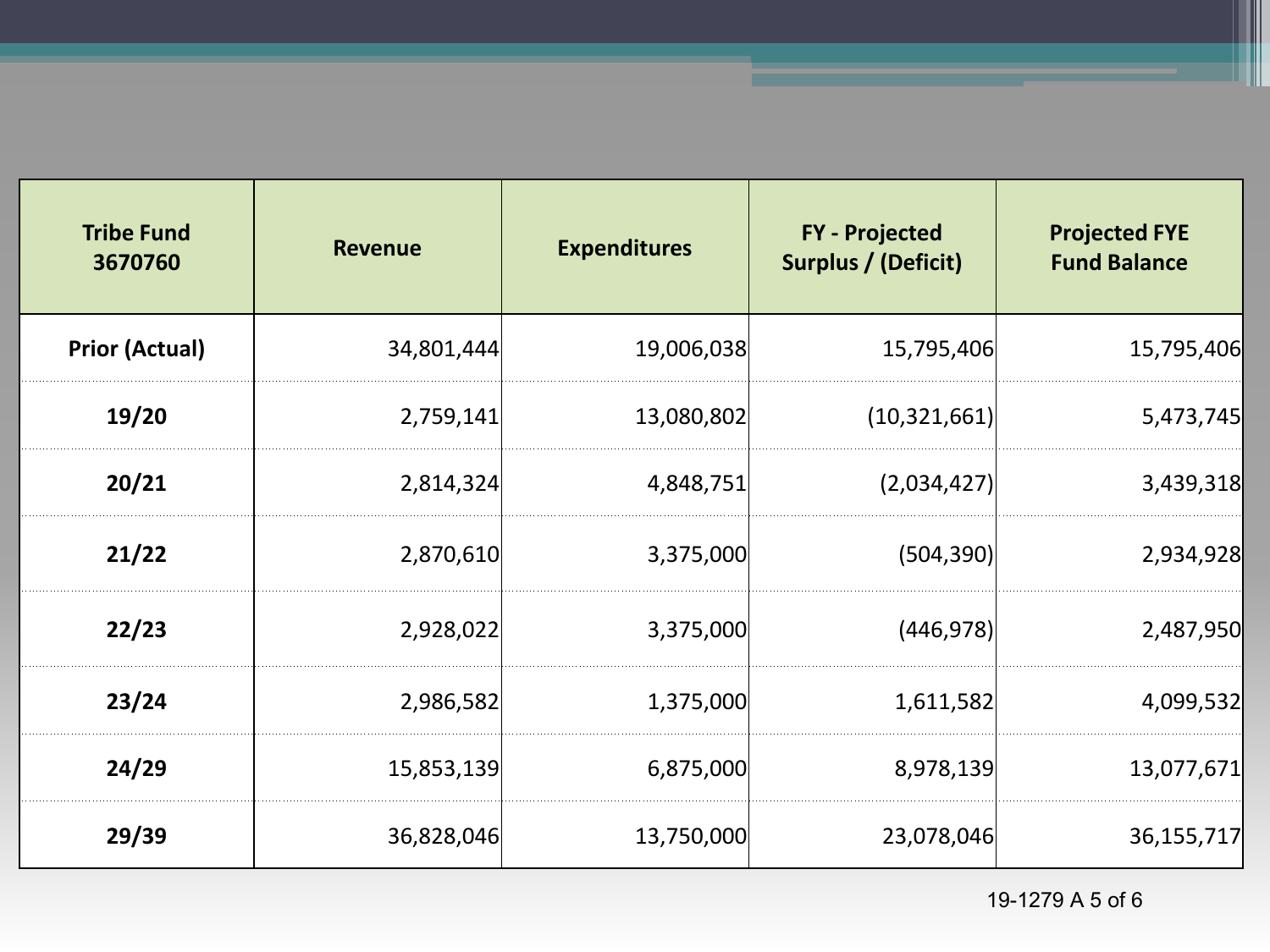| Tribe Fund 3670760 | Revenue | Expenditures | FY - Projected Surplus / (Deficit) | Projected FYE Fund Balance |
|---|---|---|---|---|
| **Prior (Actual)** | 34,801,444 | 19,006,038 | 15,795,406 | 15,795,406 |
| **19/20** | 2,759,141 | 13,080,802 | (10,321,661) | 5,473,745 |
| **20/21** | 2,814,324 | 4,848,751 | (2,034,427) | 3,439,318 |
| **21/22** | 2,870,610 | 3,375,000 | (504,390) | 2,934,928 |
| **22/23** | 2,928,022 | 3,375,000 | (446,978) | 2,487,950 |
| **23/24** | 2,986,582 | 1,375,000 | 1,611,582 | 4,099,532 |
| **24/29** | 15,853,139 | 6,875,000 | 8,978,139 | 13,077,671 |
| **29/39** | 36,828,046 | 13,750,000 | 23,078,046 | 36,155,717 |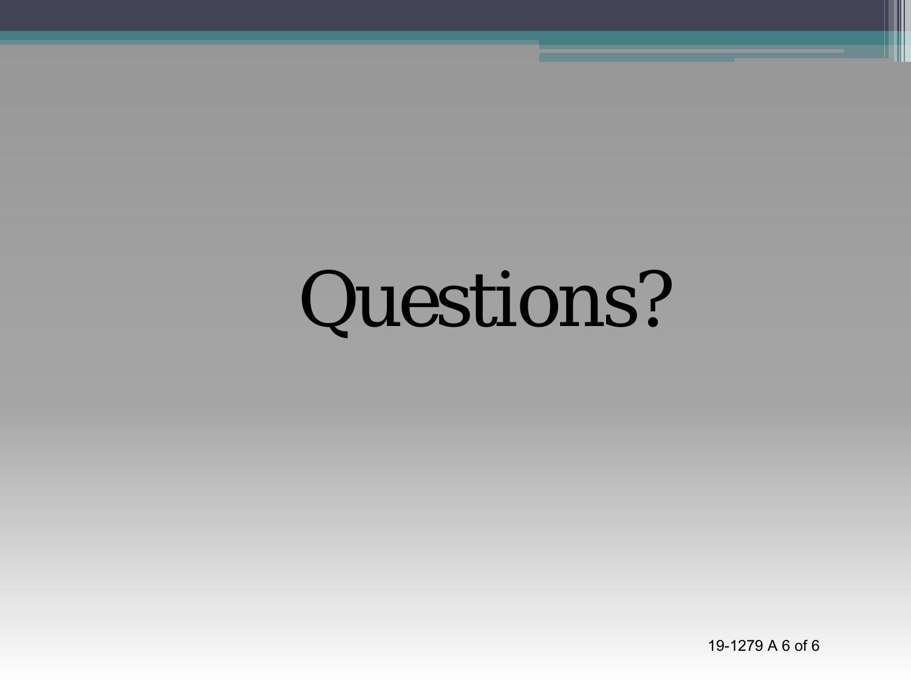# Questions?